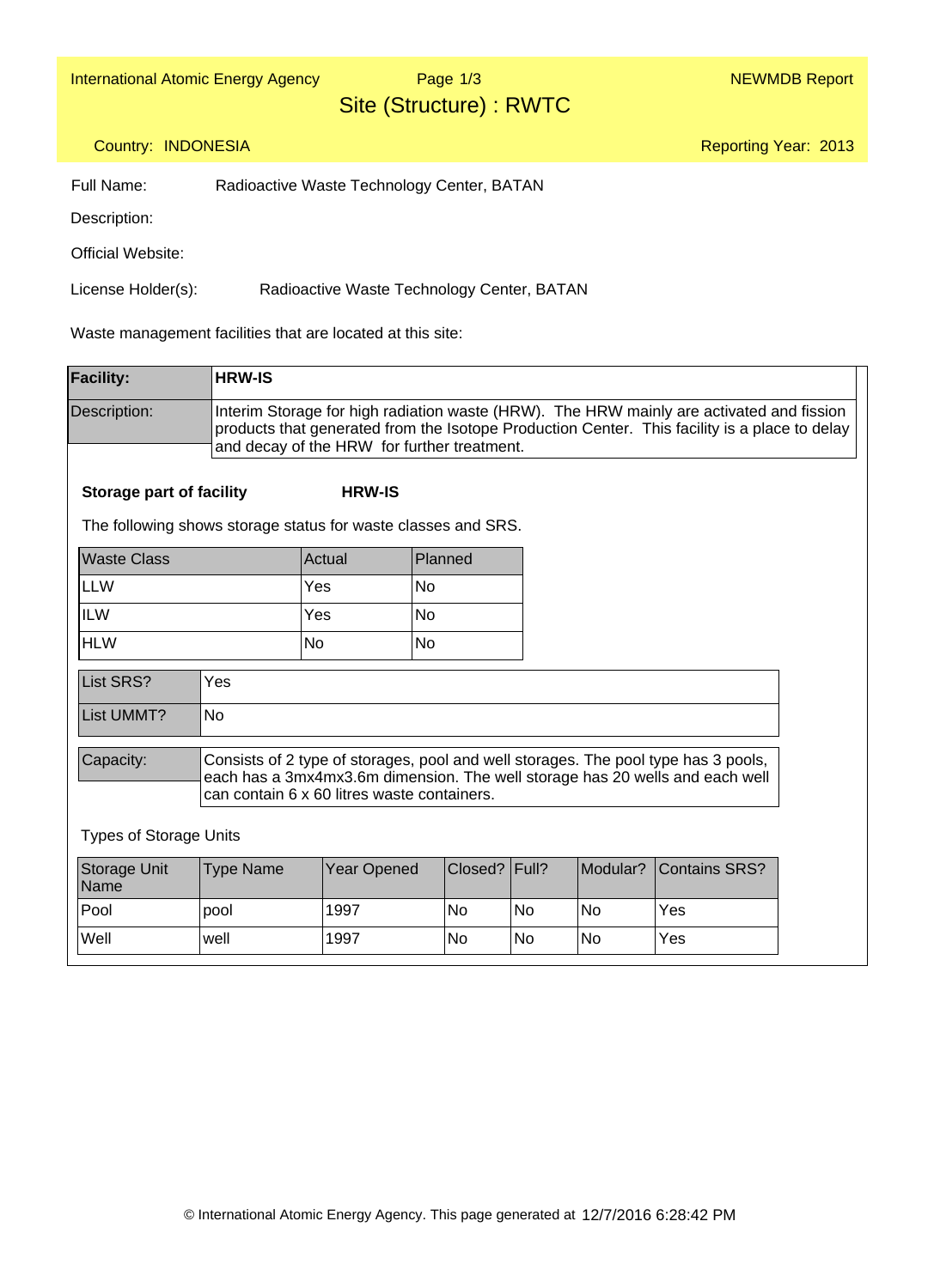# Site (Structure) : RWTC

Country: INDONESIA

Reporting Year: 2013

Full Name: Radioactive Waste Technology Center, BATAN

Description:

Official Website:

License Holder(s): Radioactive Waste Technology Center, BATAN

Waste management facilities that are located at this site:

| **Facility:** | **HRW-IS** |
|---|---|
| Description: | Interim Storage for high radiation waste (HRW). The HRW mainly are activated and fission products that generated from the Isotope Production Center. This facility is a place to delay and decay of the HRW for further treatment. |

**Storage part of facility** **HRW-IS**

The following shows storage status for waste classes and SRS.

| Waste Class | Actual | Planned |
|---|---|---|
| LLW | Yes | No |
| ILW | Yes | No |
| HLW | No | No |

| List SRS? | Yes |
|---|---|
| List UMMT? | No |

| Capacity: | Consists of 2 type of storages, pool and well storages. The pool type has 3 pools, each has a 3mx4mx3.6m dimension. The well storage has 20 wells and each well can contain 6 x 60 litres waste containers. |
|---|---|

Types of Storage Units

| Storage Unit Name | Type Name | Year Opened | Closed? | Full? | Modular? | Contains SRS? |
|---|---|---|---|---|---|---|
| Pool | pool | 1997 | No | No | No | Yes |
| Well | well | 1997 | No | No | No | Yes |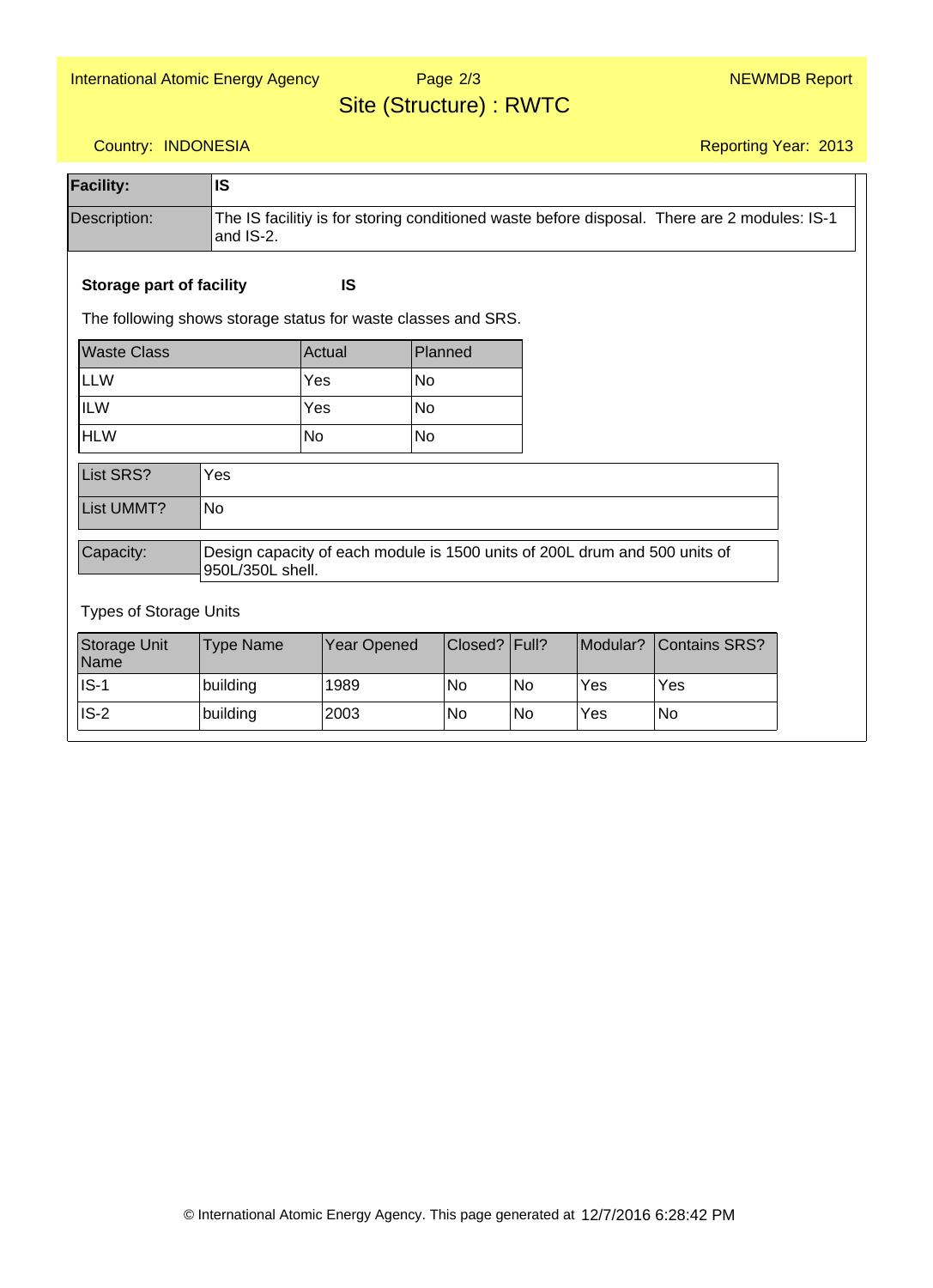## Site (Structure) : RWTC

Country: INDONESIA

Reporting Year: 2013

| Facility: | IS |
|---|---|
| Description: | The IS facilitiy is for storing conditioned waste before disposal. There are 2 modules: IS-1 and IS-2. |

**Storage part of facility** **IS**

The following shows storage status for waste classes and SRS.

| Waste Class | Actual | Planned |
|---|---|---|
| LLW | Yes | No |
| ILW | Yes | No |
| HLW | No | No |

| List SRS? | Yes |
|---|---|
| List UMMT? | No |

| Capacity: | Design capacity of each module is 1500 units of 200L drum and 500 units of 950L/350L shell. |
|---|---|

Types of Storage Units

| Storage Unit Name | Type Name | Year Opened | Closed? | Full? | Modular? | Contains SRS? |
|---|---|---|---|---|---|---|
| IS-1 | building | 1989 | No | No | Yes | Yes |
| IS-2 | building | 2003 | No | No | Yes | No |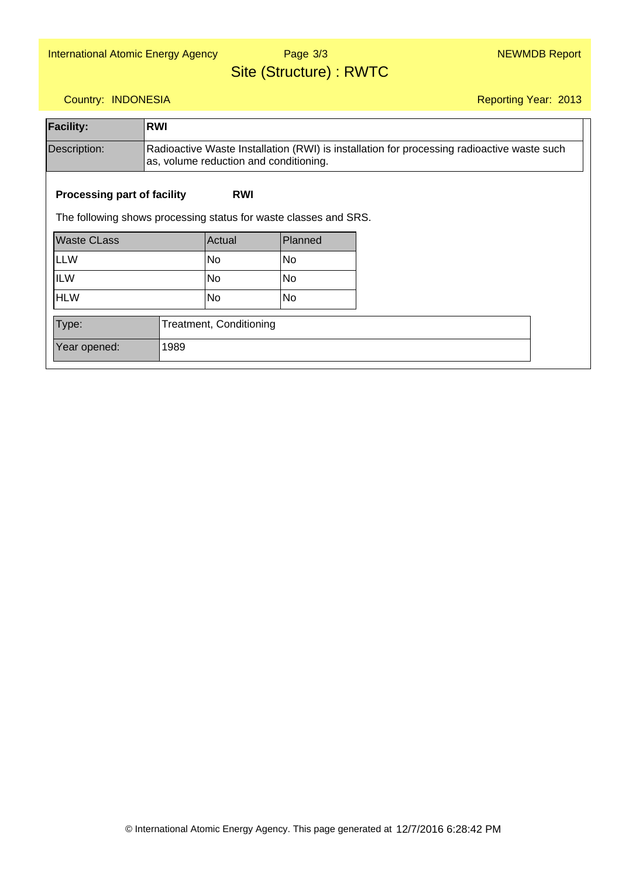# Site (Structure) : RWTC

Country: INDONESIA

Reporting Year: 2013

| | |
|---|---|
| **Facility:** | **RWI** |
| Description: | Radioactive Waste Installation (RWI) is installation for processing radioactive waste such as, volume reduction and conditioning. |

**Processing part of facility** **RWI**

The following shows processing status for waste classes and SRS.

| Waste CLass | Actual | Planned |
|---|---|---|
| LLW | No | No |
| ILW | No | No |
| HLW | No | No |

| | |
|---|---|
| Type: | Treatment, Conditioning |
| Year opened: | 1989 |

© International Atomic Energy Agency. This page generated at 12/7/2016 6:28:42 PM